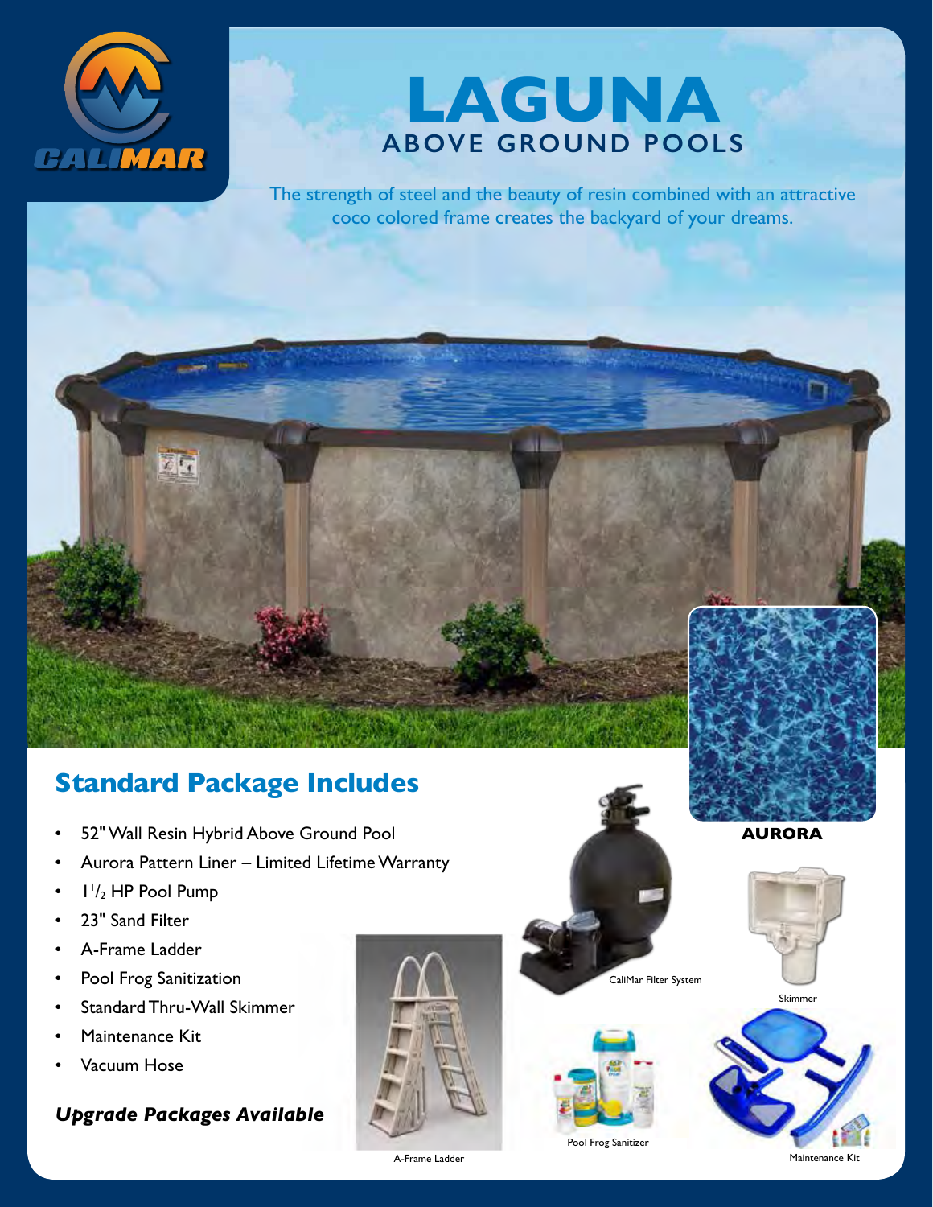CALIMAR

# LAGUNA

## ABOVE GROUND POOLS

The strength of steel and the beauty of resin combined with an attractive coco colored frame creates the backyard of your dreams.

AURORA

## Standard Package Includes

- 52" Wall Resin Hybrid Above Ground Pool
- Aurora Pattern Liner – Limited Lifetime Warranty
- $1\frac{1}{2}$ HP Pool Pump
- 23" Sand Filter
- A-Frame Ladder
- Pool Frog Sanitization
- Standard Thru-Wall Skimmer
- Maintenance Kit
- Vacuum Hose

***Upgrade Packages Available***

CaliMar Filter System

Skimmer

A-Frame Ladder

Pool Frog Sanitizer

Maintenance Kit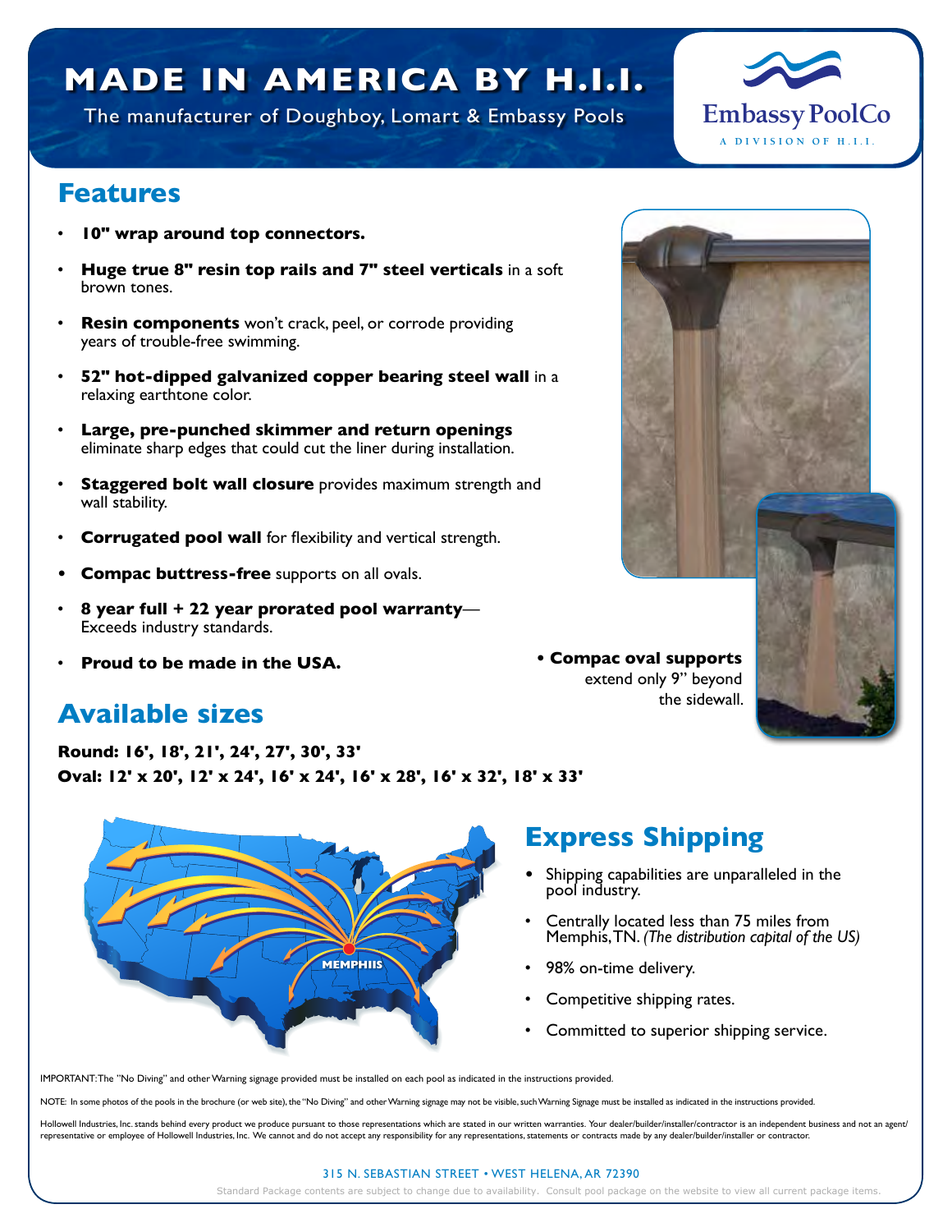# MADE IN AMERICA BY H.I.I.

The manufacturer of Doughboy, Lomart & Embassy Pools

Embassy PoolCo

A DIVISION OF H.I.I.

## Features

- **10" wrap around top connectors.**
- **Huge true 8" resin top rails and 7" steel verticals** in a soft brown tones.
- **Resin components** won't crack, peel, or corrode providing years of trouble-free swimming.
- **52" hot-dipped galvanized copper bearing steel wall** in a relaxing earthtone color.
- **Large, pre-punched skimmer and return openings** eliminate sharp edges that could cut the liner during installation.
- **Staggered bolt wall closure** provides maximum strength and wall stability.
- **Corrugated pool wall** for flexibility and vertical strength.
- **Compac buttress-free** supports on all ovals.
- **8 year full + 22 year prorated pool warranty**—Exceeds industry standards.
- **Proud to be made in the USA.**

- **Compac oval supports** extend only 9" beyond the sidewall.

## Available sizes

**Round: 16', 18', 21', 24', 27', 30', 33'**

**Oval: 12' x 20', 12' x 24', 16' x 24', 16' x 28', 16' x 32', 18' x 33'**

MEMPHIIS

## Express Shipping

- Shipping capabilities are unparalleled in the pool industry.
- Centrally located less than 75 miles from Memphis, TN. *(The distribution capital of the US)*
- 98% on-time delivery.
- Competitive shipping rates.
- Committed to superior shipping service.

IMPORTANT: The "No Diving" and other Warning signage provided must be installed on each pool as indicated in the instructions provided.

NOTE: In some photos of the pools in the brochure (or web site), the "No Diving" and other Warning signage may not be visible, such Warning Signage must be installed as indicated in the instructions provided.

Hollowell Industries, Inc. stands behind every product we produce pursuant to those representations which are stated in our written warranties. Your dealer/builder/installer/contractor is an independent business and not an agent/representative or employee of Hollowell Industries, Inc. We cannot and do not accept any responsibility for any representations, statements or contracts made by any dealer/builder/installer or contractor.

315 N. SEBASTIAN STREET • WEST HELENA, AR 72390

Standard Package contents are subject to change due to availability. Consult pool package on the website to view all current package items.